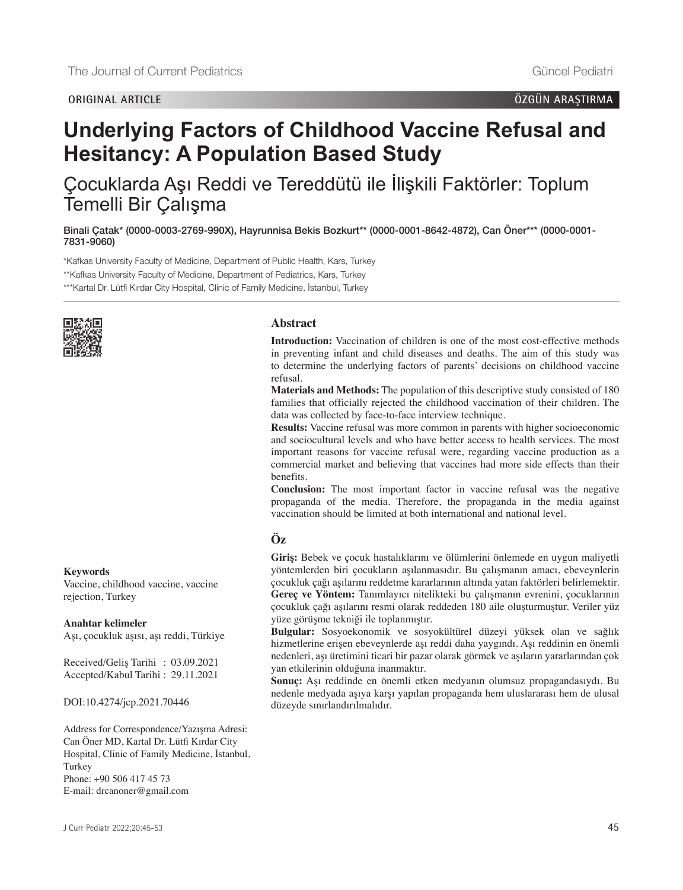ORIGINAL ARTICLE

ÖZGÜN ARAŞTIRMA

# Underlying Factors of Childhood Vaccine Refusal and Hesitancy: A Population Based Study

## Çocuklarda Aşı Reddi ve Tereddütü ile İlişkili Faktörler: Toplum Temelli Bir Çalışma

**Binali Çatak* (0000-0003-2769-990X), Hayrunnisa Bekis Bozkurt** (0000-0001-8642-4872), Can Öner*** (0000-0001-7831-9060)**

*Kafkas University Faculty of Medicine, Department of Public Health, Kars, Turkey

**Kafkas University Faculty of Medicine, Department of Pediatrics, Kars, Turkey

***Kartal Dr. Lütfi Kırdar City Hospital, Clinic of Family Medicine, İstanbul, Turkey

### Abstract

**Introduction:** Vaccination of children is one of the most cost-effective methods in preventing infant and child diseases and deaths. The aim of this study was to determine the underlying factors of parents' decisions on childhood vaccine refusal.

**Materials and Methods:** The population of this descriptive study consisted of 180 families that officially rejected the childhood vaccination of their children. The data was collected by face-to-face interview technique.

**Results:** Vaccine refusal was more common in parents with higher socioeconomic and sociocultural levels and who have better access to health services. The most important reasons for vaccine refusal were, regarding vaccine production as a commercial market and believing that vaccines had more side effects than their benefits.

**Conclusion:** The most important factor in vaccine refusal was the negative propaganda of the media. Therefore, the propaganda in the media against vaccination should be limited at both international and national level.

### Öz

**Giriş:** Bebek ve çocuk hastalıklarını ve ölümlerini önlemede en uygun maliyetli yöntemlerden biri çocukların aşılanmasıdır. Bu çalışmanın amacı, ebeveynlerin çocukluk çağı aşılarını reddetme kararlarının altında yatan faktörleri belirlemektir.

**Gereç ve Yöntem:** Tanımlayıcı nitelikteki bu çalışmanın evrenini, çocuklarının çocukluk çağı aşılarını resmi olarak reddeden 180 aile oluşturmuştur. Veriler yüz yüze görüşme tekniği ile toplanmıştır.

**Bulgular:** Sosyoekonomik ve sosyokültürel düzeyi yüksek olan ve sağlık hizmetlerine erişen ebeveynlerde aşı reddi daha yaygındı. Aşı reddinin en önemli nedenleri, aşı üretimini ticari bir pazar olarak görmek ve aşıların yararlarından çok yan etkilerinin olduğuna inanmaktır.

**Sonuç:** Aşı reddinde en önemli etken medyanın olumsuz propagandasıydı. Bu nedenle medyada aşıya karşı yapılan propaganda hem uluslararası hem de ulusal düzeyde sınırlandırılmalıdır.

**Keywords**
Vaccine, childhood vaccine, vaccine rejection, Turkey

**Anahtar kelimeler**
Aşı, çocukluk aşısı, aşı reddi, Türkiye

Received/Geliş Tarihi : 03.09.2021
Accepted/Kabul Tarihi : 29.11.2021

DOI:10.4274/jcp.2021.70446

Address for Correspondence/Yazışma Adresi:
Can Öner MD, Kartal Dr. Lütfi Kırdar City Hospital, Clinic of Family Medicine, İstanbul, Turkey
Phone: +90 506 417 45 73
E-mail: drcanoner@gmail.com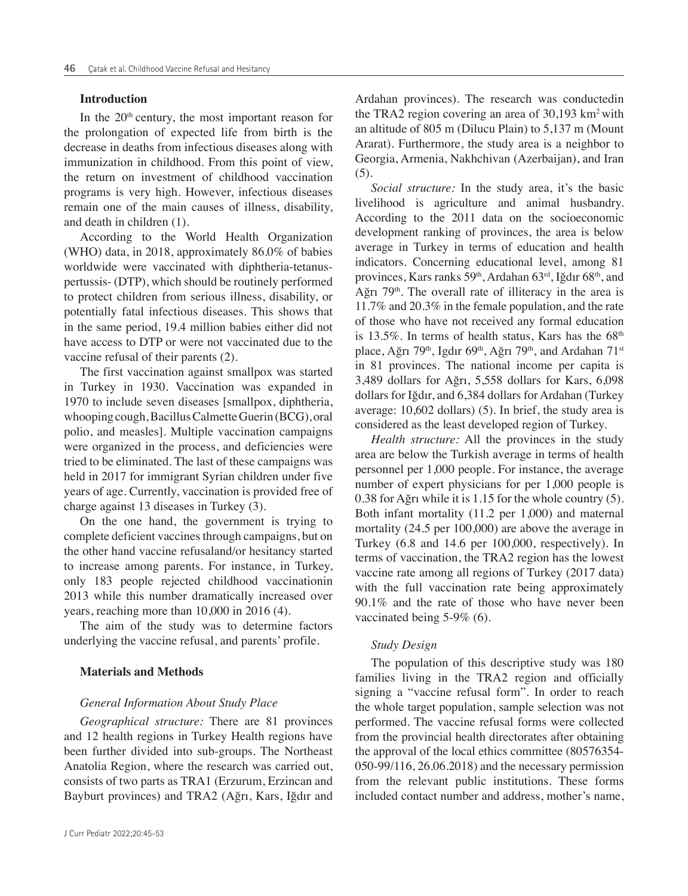## Introduction

In the 20th century, the most important reason for the prolongation of expected life from birth is the decrease in deaths from infectious diseases along with immunization in childhood. From this point of view, the return on investment of childhood vaccination programs is very high. However, infectious diseases remain one of the main causes of illness, disability, and death in children (1).

According to the World Health Organization (WHO) data, in 2018, approximately 86.0% of babies worldwide were vaccinated with diphtheria-tetanus-pertussis- (DTP), which should be routinely performed to protect children from serious illness, disability, or potentially fatal infectious diseases. This shows that in the same period, 19.4 million babies either did not have access to DTP or were not vaccinated due to the vaccine refusal of their parents (2).

The first vaccination against smallpox was started in Turkey in 1930. Vaccination was expanded in 1970 to include seven diseases [smallpox, diphtheria, whooping cough, Bacillus Calmette Guerin (BCG), oral polio, and measles]. Multiple vaccination campaigns were organized in the process, and deficiencies were tried to be eliminated. The last of these campaigns was held in 2017 for immigrant Syrian children under five years of age. Currently, vaccination is provided free of charge against 13 diseases in Turkey (3).

On the one hand, the government is trying to complete deficient vaccines through campaigns, but on the other hand vaccine refusaland/or hesitancy started to increase among parents. For instance, in Turkey, only 183 people rejected childhood vaccinationin 2013 while this number dramatically increased over years, reaching more than 10,000 in 2016 (4).

The aim of the study was to determine factors underlying the vaccine refusal, and parents' profile.

## Materials and Methods

### General Information About Study Place

*Geographical structure:* There are 81 provinces and 12 health regions in Turkey Health regions have been further divided into sub-groups. The Northeast Anatolia Region, where the research was carried out, consists of two parts as TRA1 (Erzurum, Erzincan and Bayburt provinces) and TRA2 (Ağrı, Kars, Iğdır and Ardahan provinces). The research was conductedin the TRA2 region covering an area of 30,193 km$^2$ with an altitude of 805 m (Dilucu Plain) to 5,137 m (Mount Ararat). Furthermore, the study area is a neighbor to Georgia, Armenia, Nakhchivan (Azerbaijan), and Iran (5).

*Social structure:* In the study area, it's the basic livelihood is agriculture and animal husbandry. According to the 2011 data on the socioeconomic development ranking of provinces, the area is below average in Turkey in terms of education and health indicators. Concerning educational level, among 81 provinces, Kars ranks 59th, Ardahan 63rd, Iğdır 68th, and Ağrı 79th. The overall rate of illiteracy in the area is 11.7% and 20.3% in the female population, and the rate of those who have not received any formal education is 13.5%. In terms of health status, Kars has the 68th place, Ağrı 79th, Igdır 69th, Ağrı 79th, and Ardahan 71st in 81 provinces. The national income per capita is 3,489 dollars for Ağrı, 5,558 dollars for Kars, 6,098 dollars for Iğdır, and 6,384 dollars for Ardahan (Turkey average: 10,602 dollars) (5). In brief, the study area is considered as the least developed region of Turkey.

*Health structure:* All the provinces in the study area are below the Turkish average in terms of health personnel per 1,000 people. For instance, the average number of expert physicians for per 1,000 people is 0.38 for Ağrı while it is 1.15 for the whole country (5). Both infant mortality (11.2 per 1,000) and maternal mortality (24.5 per 100,000) are above the average in Turkey (6.8 and 14.6 per 100,000, respectively). In terms of vaccination, the TRA2 region has the lowest vaccine rate among all regions of Turkey (2017 data) with the full vaccination rate being approximately 90.1% and the rate of those who have never been vaccinated being 5-9% (6).

### Study Design

The population of this descriptive study was 180 families living in the TRA2 region and officially signing a "vaccine refusal form". In order to reach the whole target population, sample selection was not performed. The vaccine refusal forms were collected from the provincial health directorates after obtaining the approval of the local ethics committee (80576354-050-99/116, 26.06.2018) and the necessary permission from the relevant public institutions. These forms included contact number and address, mother's name,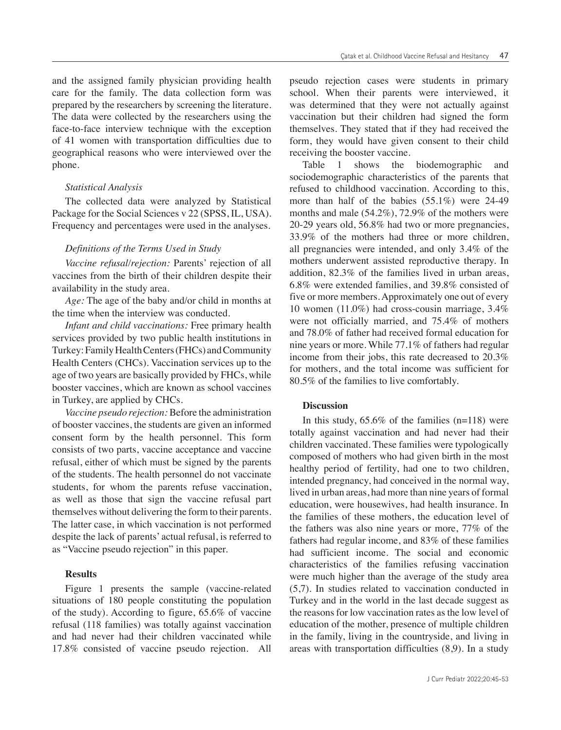and the assigned family physician providing health care for the family. The data collection form was prepared by the researchers by screening the literature. The data were collected by the researchers using the face-to-face interview technique with the exception of 41 women with transportation difficulties due to geographical reasons who were interviewed over the phone.

### *Statistical Analysis*

The collected data were analyzed by Statistical Package for the Social Sciences v 22 (SPSS, IL, USA). Frequency and percentages were used in the analyses.

### *Definitions of the Terms Used in Study*

*Vaccine refusal/rejection:* Parents' rejection of all vaccines from the birth of their children despite their availability in the study area.

*Age:* The age of the baby and/or child in months at the time when the interview was conducted.

*Infant and child vaccinations:* Free primary health services provided by two public health institutions in Turkey: Family Health Centers (FHCs) and Community Health Centers (CHCs). Vaccination services up to the age of two years are basically provided by FHCs, while booster vaccines, which are known as school vaccines in Turkey, are applied by CHCs.

*Vaccine pseudo rejection:* Before the administration of booster vaccines, the students are given an informed consent form by the health personnel. This form consists of two parts, vaccine acceptance and vaccine refusal, either of which must be signed by the parents of the students. The health personnel do not vaccinate students, for whom the parents refuse vaccination, as well as those that sign the vaccine refusal part themselves without delivering the form to their parents. The latter case, in which vaccination is not performed despite the lack of parents' actual refusal, is referred to as "Vaccine pseudo rejection" in this paper.

## Results

Figure 1 presents the sample (vaccine-related situations of 180 people constituting the population of the study). According to figure, 65.6% of vaccine refusal (118 families) was totally against vaccination and had never had their children vaccinated while 17.8% consisted of vaccine pseudo rejection. All pseudo rejection cases were students in primary school. When their parents were interviewed, it was determined that they were not actually against vaccination but their children had signed the form themselves. They stated that if they had received the form, they would have given consent to their child receiving the booster vaccine.

Table 1 shows the biodemographic and sociodemographic characteristics of the parents that refused to childhood vaccination. According to this, more than half of the babies (55.1%) were 24-49 months and male (54.2%), 72.9% of the mothers were 20-29 years old, 56.8% had two or more pregnancies, 33.9% of the mothers had three or more children, all pregnancies were intended, and only 3.4% of the mothers underwent assisted reproductive therapy. In addition, 82.3% of the families lived in urban areas, 6.8% were extended families, and 39.8% consisted of five or more members. Approximately one out of every 10 women (11.0%) had cross-cousin marriage, 3.4% were not officially married, and 75.4% of mothers and 78.0% of father had received formal education for nine years or more. While 77.1% of fathers had regular income from their jobs, this rate decreased to 20.3% for mothers, and the total income was sufficient for 80.5% of the families to live comfortably.

## Discussion

In this study, 65.6% of the families (n=118) were totally against vaccination and had never had their children vaccinated. These families were typologically composed of mothers who had given birth in the most healthy period of fertility, had one to two children, intended pregnancy, had conceived in the normal way, lived in urban areas, had more than nine years of formal education, were housewives, had health insurance. In the families of these mothers, the education level of the fathers was also nine years or more, 77% of the fathers had regular income, and 83% of these families had sufficient income. The social and economic characteristics of the families refusing vaccination were much higher than the average of the study area (5,7). In studies related to vaccination conducted in Turkey and in the world in the last decade suggest as the reasons for low vaccination rates as the low level of education of the mother, presence of multiple children in the family, living in the countryside, and living in areas with transportation difficulties (8,9). In a study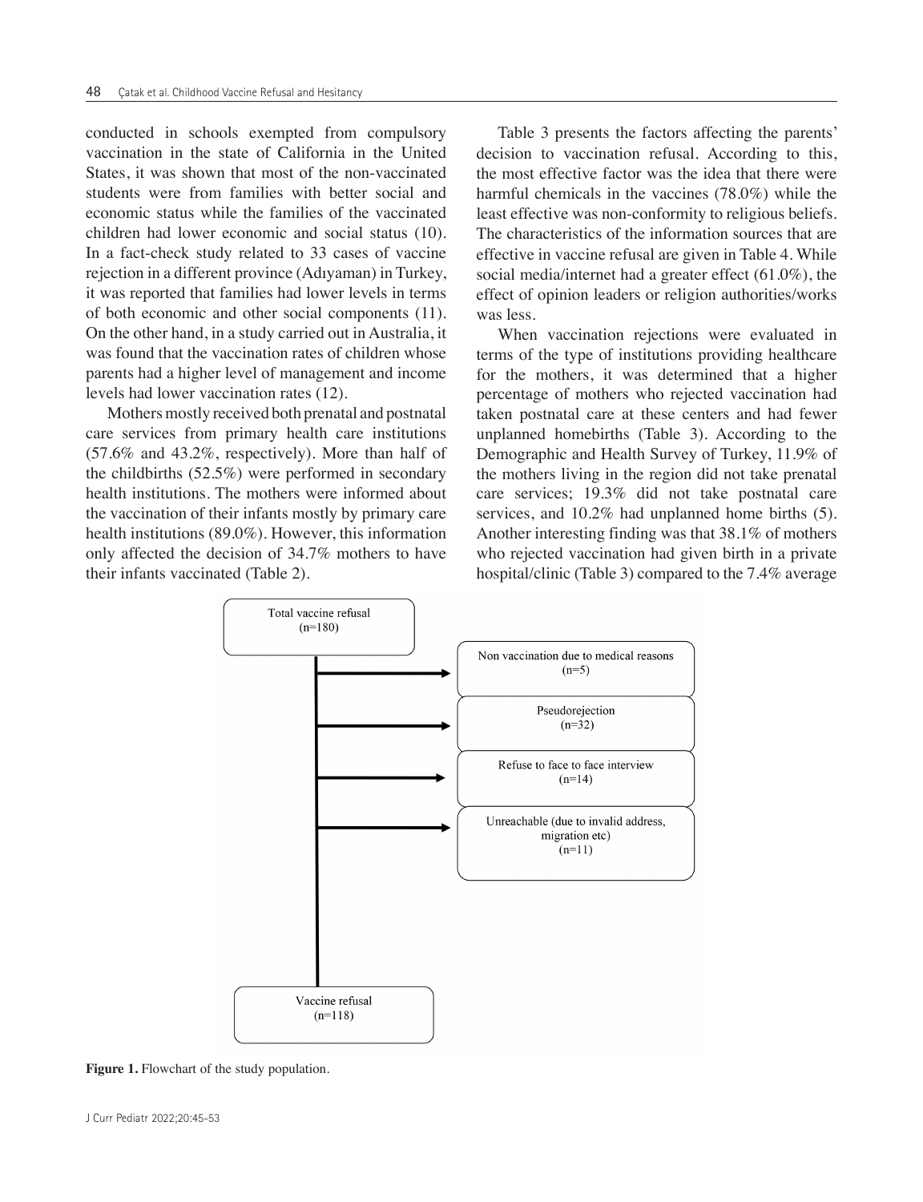conducted in schools exempted from compulsory vaccination in the state of California in the United States, it was shown that most of the non-vaccinated students were from families with better social and economic status while the families of the vaccinated children had lower economic and social status (10). In a fact-check study related to 33 cases of vaccine rejection in a different province (Adıyaman) in Turkey, it was reported that families had lower levels in terms of both economic and other social components (11). On the other hand, in a study carried out in Australia, it was found that the vaccination rates of children whose parents had a higher level of management and income levels had lower vaccination rates (12).

Mothers mostly received both prenatal and postnatal care services from primary health care institutions (57.6% and 43.2%, respectively). More than half of the childbirths (52.5%) were performed in secondary health institutions. The mothers were informed about the vaccination of their infants mostly by primary care health institutions (89.0%). However, this information only affected the decision of 34.7% mothers to have their infants vaccinated (Table 2).

Table 3 presents the factors affecting the parents' decision to vaccination refusal. According to this, the most effective factor was the idea that there were harmful chemicals in the vaccines (78.0%) while the least effective was non-conformity to religious beliefs. The characteristics of the information sources that are effective in vaccine refusal are given in Table 4. While social media/internet had a greater effect (61.0%), the effect of opinion leaders or religion authorities/works was less.

When vaccination rejections were evaluated in terms of the type of institutions providing healthcare for the mothers, it was determined that a higher percentage of mothers who rejected vaccination had taken postnatal care at these centers and had fewer unplanned homebirths (Table 3). According to the Demographic and Health Survey of Turkey, 11.9% of the mothers living in the region did not take prenatal care services; 19.3% did not take postnatal care services, and 10.2% had unplanned home births (5). Another interesting finding was that 38.1% of mothers who rejected vaccination had given birth in a private hospital/clinic (Table 3) compared to the 7.4% average

Total vaccine refusal (n=180)

- Non vaccination due to medical reasons (n=5)
- Pseudorejection (n=32)
- Refuse to face to face interview (n=14)
- Unreachable (due to invalid address, migration etc) (n=11)

Vaccine refusal (n=118)

**Figure 1.** Flowchart of the study population.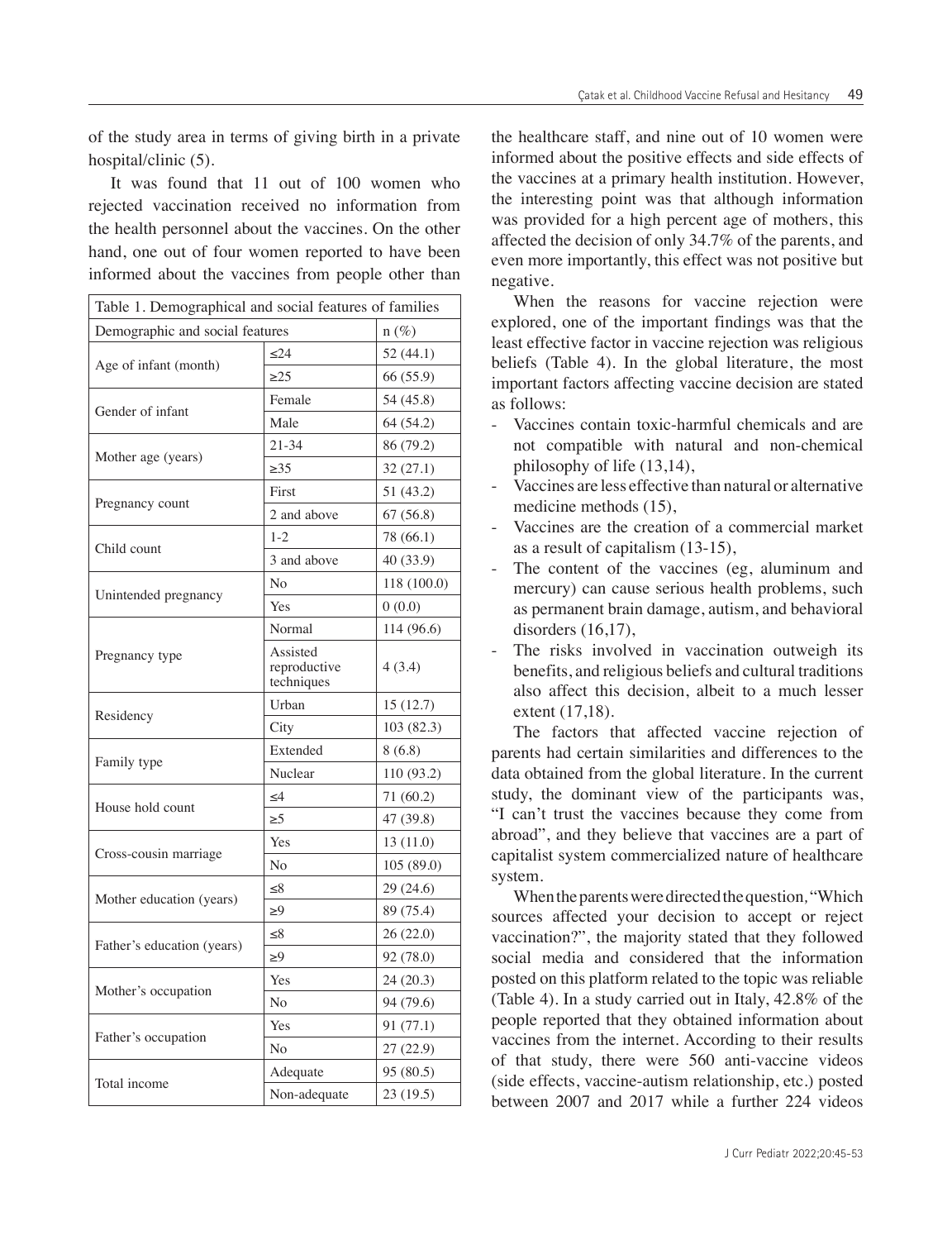of the study area in terms of giving birth in a private hospital/clinic (5).

It was found that 11 out of 100 women who rejected vaccination received no information from the health personnel about the vaccines. On the other hand, one out of four women reported to have been informed about the vaccines from people other than the healthcare staff, and nine out of 10 women were informed about the positive effects and side effects of the vaccines at a primary health institution. However, the interesting point was that although information was provided for a high percent age of mothers, this affected the decision of only 34.7% of the parents, and even more importantly, this effect was not positive but negative.

| Table 1. Demographical and social features of families | | |
|---|---|---|
| Demographic and social features | | n (%) |
| Age of infant (month) | ≤24 | 52 (44.1) |
| | ≥25 | 66 (55.9) |
| Gender of infant | Female | 54 (45.8) |
| | Male | 64 (54.2) |
| Mother age (years) | 21-34 | 86 (79.2) |
| | ≥35 | 32 (27.1) |
| Pregnancy count | First | 51 (43.2) |
| | 2 and above | 67 (56.8) |
| Child count | 1-2 | 78 (66.1) |
| | 3 and above | 40 (33.9) |
| Unintended pregnancy | No | 118 (100.0) |
| | Yes | 0 (0.0) |
| Pregnancy type | Normal | 114 (96.6) |
| | Assisted reproductive techniques | 4 (3.4) |
| Residency | Urban | 15 (12.7) |
| | City | 103 (82.3) |
| Family type | Extended | 8 (6.8) |
| | Nuclear | 110 (93.2) |
| House hold count | ≤4 | 71 (60.2) |
| | ≥5 | 47 (39.8) |
| Cross-cousin marriage | Yes | 13 (11.0) |
| | No | 105 (89.0) |
| Mother education (years) | ≤8 | 29 (24.6) |
| | ≥9 | 89 (75.4) |
| Father's education (years) | ≤8 | 26 (22.0) |
| | ≥9 | 92 (78.0) |
| Mother's occupation | Yes | 24 (20.3) |
| | No | 94 (79.6) |
| Father's occupation | Yes | 91 (77.1) |
| | No | 27 (22.9) |
| Total income | Adequate | 95 (80.5) |
| | Non-adequate | 23 (19.5) |

When the reasons for vaccine rejection were explored, one of the important findings was that the least effective factor in vaccine rejection was religious beliefs (Table 4). In the global literature, the most important factors affecting vaccine decision are stated as follows:

- Vaccines contain toxic-harmful chemicals and are not compatible with natural and non-chemical philosophy of life (13,14),
- Vaccines are less effective than natural or alternative medicine methods (15),
- Vaccines are the creation of a commercial market as a result of capitalism (13-15),
- The content of the vaccines (eg, aluminum and mercury) can cause serious health problems, such as permanent brain damage, autism, and behavioral disorders (16,17),
- The risks involved in vaccination outweigh its benefits, and religious beliefs and cultural traditions also affect this decision, albeit to a much lesser extent (17,18).

The factors that affected vaccine rejection of parents had certain similarities and differences to the data obtained from the global literature. In the current study, the dominant view of the participants was, "I can't trust the vaccines because they come from abroad", and they believe that vaccines are a part of capitalist system commercialized nature of healthcare system.

When the parents were directed the question, "Which sources affected your decision to accept or reject vaccination?", the majority stated that they followed social media and considered that the information posted on this platform related to the topic was reliable (Table 4). In a study carried out in Italy, 42.8% of the people reported that they obtained information about vaccines from the internet. According to their results of that study, there were 560 anti-vaccine videos (side effects, vaccine-autism relationship, etc.) posted between 2007 and 2017 while a further 224 videos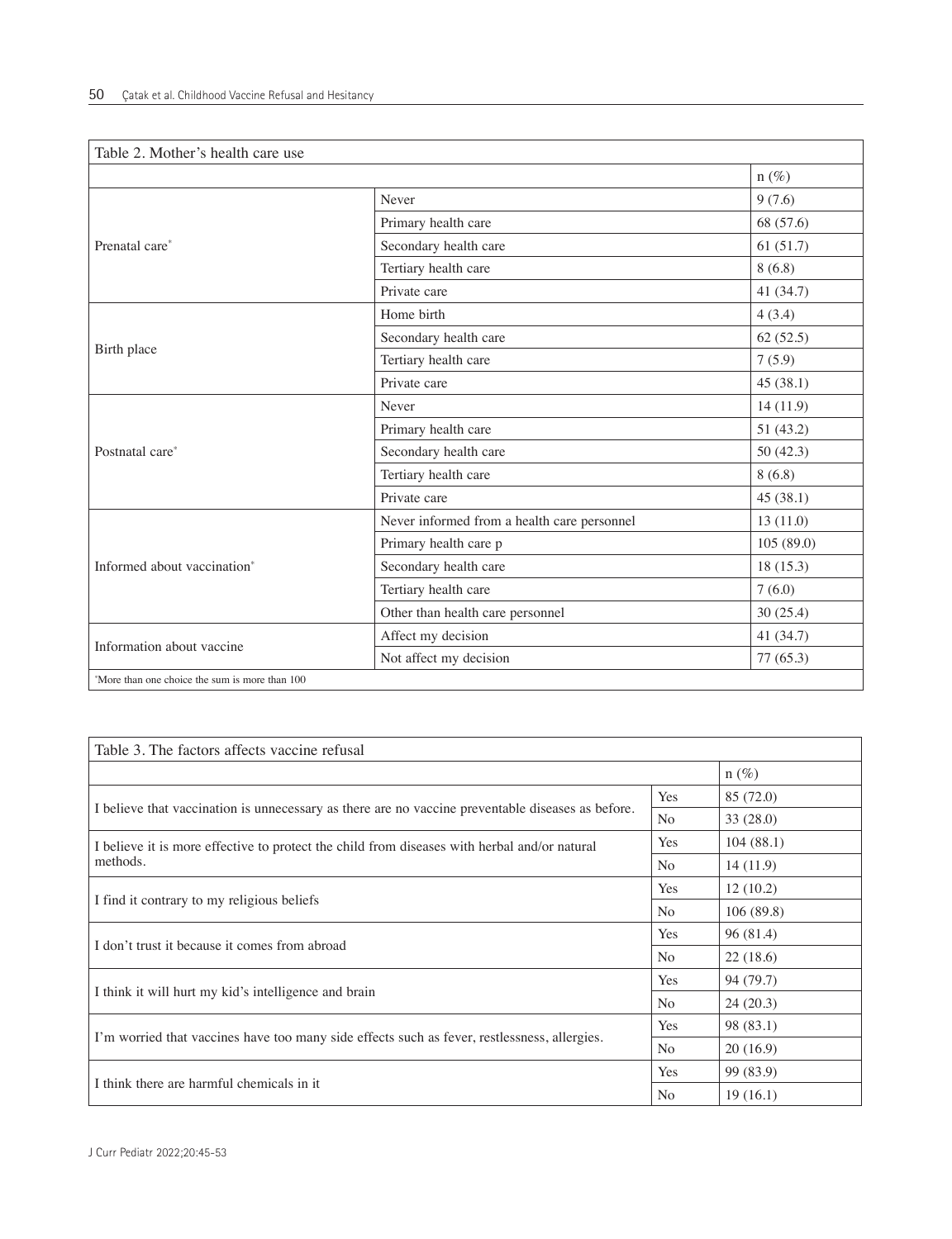Table 2. Mother's health care use

| | | n (%) |
|---|---|---|
| Prenatal care* | Never | 9 (7.6) |
| | Primary health care | 68 (57.6) |
| | Secondary health care | 61 (51.7) |
| | Tertiary health care | 8 (6.8) |
| | Private care | 41 (34.7) |
| Birth place | Home birth | 4 (3.4) |
| | Secondary health care | 62 (52.5) |
| | Tertiary health care | 7 (5.9) |
| | Private care | 45 (38.1) |
| Postnatal care* | Never | 14 (11.9) |
| | Primary health care | 51 (43.2) |
| | Secondary health care | 50 (42.3) |
| | Tertiary health care | 8 (6.8) |
| | Private care | 45 (38.1) |
| Informed about vaccination* | Never informed from a health care personnel | 13 (11.0) |
| | Primary health care p | 105 (89.0) |
| | Secondary health care | 18 (15.3) |
| | Tertiary health care | 7 (6.0) |
| | Other than health care personnel | 30 (25.4) |
| Information about vaccine | Affect my decision | 41 (34.7) |
| | Not affect my decision | 77 (65.3) |

*More than one choice the sum is more than 100

Table 3. The factors affects vaccine refusal

| | | n (%) |
|---|---|---|
| I believe that vaccination is unnecessary as there are no vaccine preventable diseases as before. | Yes | 85 (72.0) |
| | No | 33 (28.0) |
| I believe it is more effective to protect the child from diseases with herbal and/or natural methods. | Yes | 104 (88.1) |
| | No | 14 (11.9) |
| I find it contrary to my religious beliefs | Yes | 12 (10.2) |
| | No | 106 (89.8) |
| I don't trust it because it comes from abroad | Yes | 96 (81.4) |
| | No | 22 (18.6) |
| I think it will hurt my kid's intelligence and brain | Yes | 94 (79.7) |
| | No | 24 (20.3) |
| I'm worried that vaccines have too many side effects such as fever, restlessness, allergies. | Yes | 98 (83.1) |
| | No | 20 (16.9) |
| I think there are harmful chemicals in it | Yes | 99 (83.9) |
| | No | 19 (16.1) |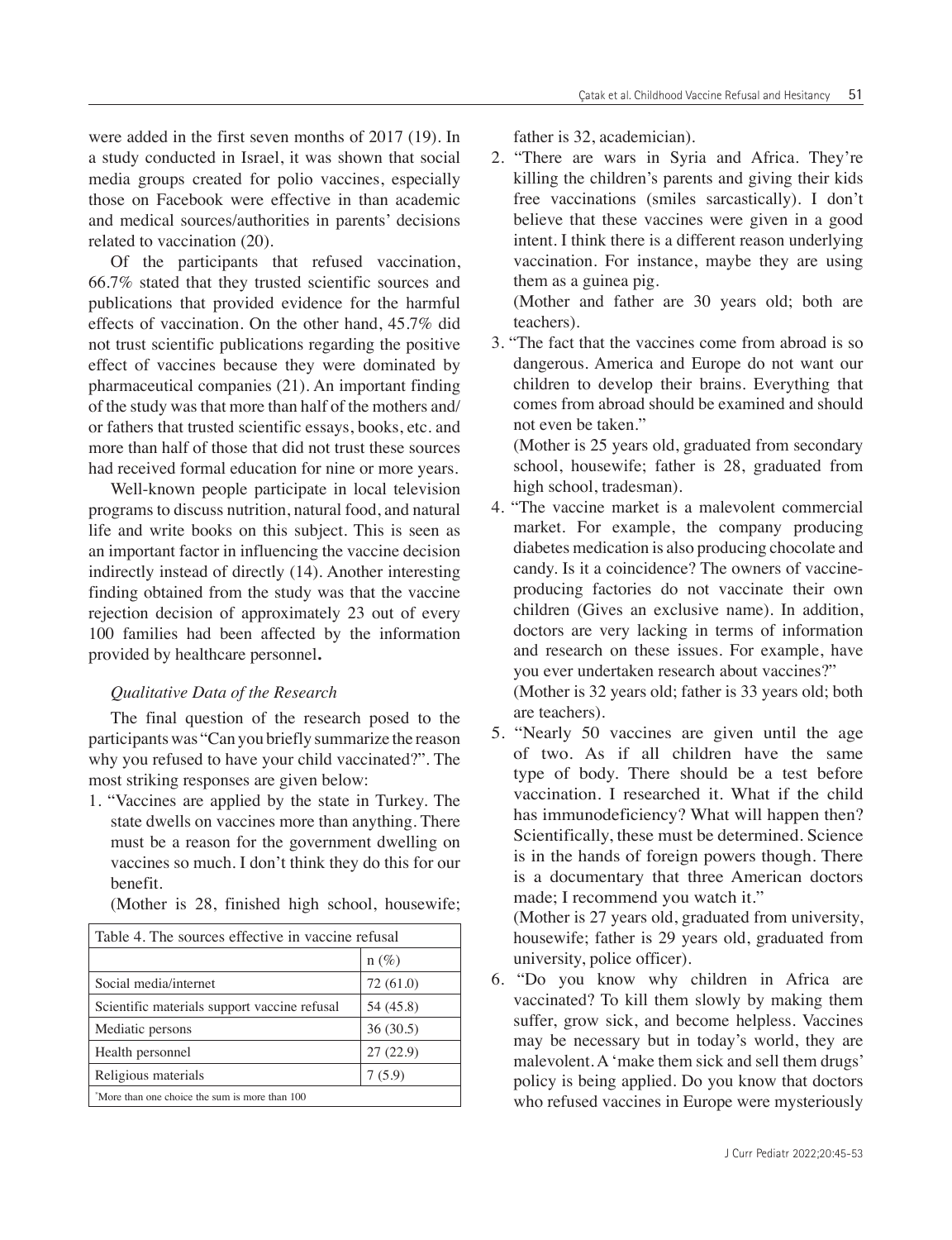were added in the first seven months of 2017 (19). In a study conducted in Israel, it was shown that social media groups created for polio vaccines, especially those on Facebook were effective in than academic and medical sources/authorities in parents' decisions related to vaccination (20).

Of the participants that refused vaccination, 66.7% stated that they trusted scientific sources and publications that provided evidence for the harmful effects of vaccination. On the other hand, 45.7% did not trust scientific publications regarding the positive effect of vaccines because they were dominated by pharmaceutical companies (21). An important finding of the study was that more than half of the mothers and/or fathers that trusted scientific essays, books, etc. and more than half of those that did not trust these sources had received formal education for nine or more years.

Well-known people participate in local television programs to discuss nutrition, natural food, and natural life and write books on this subject. This is seen as an important factor in influencing the vaccine decision indirectly instead of directly (14). Another interesting finding obtained from the study was that the vaccine rejection decision of approximately 23 out of every 100 families had been affected by the information provided by healthcare personnel**.**

*Qualitative Data of the Research*

The final question of the research posed to the participants was "Can you briefly summarize the reason why you refused to have your child vaccinated?". The most striking responses are given below:

1. "Vaccines are applied by the state in Turkey. The state dwells on vaccines more than anything. There must be a reason for the government dwelling on vaccines so much. I don't think they do this for our benefit.

   (Mother is 28, finished high school, housewife; father is 32, academician).

2. "There are wars in Syria and Africa. They're killing the children's parents and giving their kids free vaccinations (smiles sarcastically). I don't believe that these vaccines were given in a good intent. I think there is a different reason underlying vaccination. For instance, maybe they are using them as a guinea pig.

   (Mother and father are 30 years old; both are teachers).

3. "The fact that the vaccines come from abroad is so dangerous. America and Europe do not want our children to develop their brains. Everything that comes from abroad should be examined and should not even be taken."

   (Mother is 25 years old, graduated from secondary school, housewife; father is 28, graduated from high school, tradesman).

4. "The vaccine market is a malevolent commercial market. For example, the company producing diabetes medication is also producing chocolate and candy. Is it a coincidence? The owners of vaccine-producing factories do not vaccinate their own children (Gives an exclusive name). In addition, doctors are very lacking in terms of information and research on these issues. For example, have you ever undertaken research about vaccines?"

   (Mother is 32 years old; father is 33 years old; both are teachers).

5. "Nearly 50 vaccines are given until the age of two. As if all children have the same type of body. There should be a test before vaccination. I researched it. What if the child has immunodeficiency? What will happen then? Scientifically, these must be determined. Science is in the hands of foreign powers though. There is a documentary that three American doctors made; I recommend you watch it."

   (Mother is 27 years old, graduated from university, housewife; father is 29 years old, graduated from university, police officer).

6. "Do you know why children in Africa are vaccinated? To kill them slowly by making them suffer, grow sick, and become helpless. Vaccines may be necessary but in today's world, they are malevolent. A 'make them sick and sell them drugs' policy is being applied. Do you know that doctors who refused vaccines in Europe were mysteriously

Table 4. The sources effective in vaccine refusal

| | n (%) |
|---|---|
| Social media/internet | 72 (61.0) |
| Scientific materials support vaccine refusal | 54 (45.8) |
| Mediatic persons | 36 (30.5) |
| Health personnel | 27 (22.9) |
| Religious materials | 7 (5.9) |

*More than one choice the sum is more than 100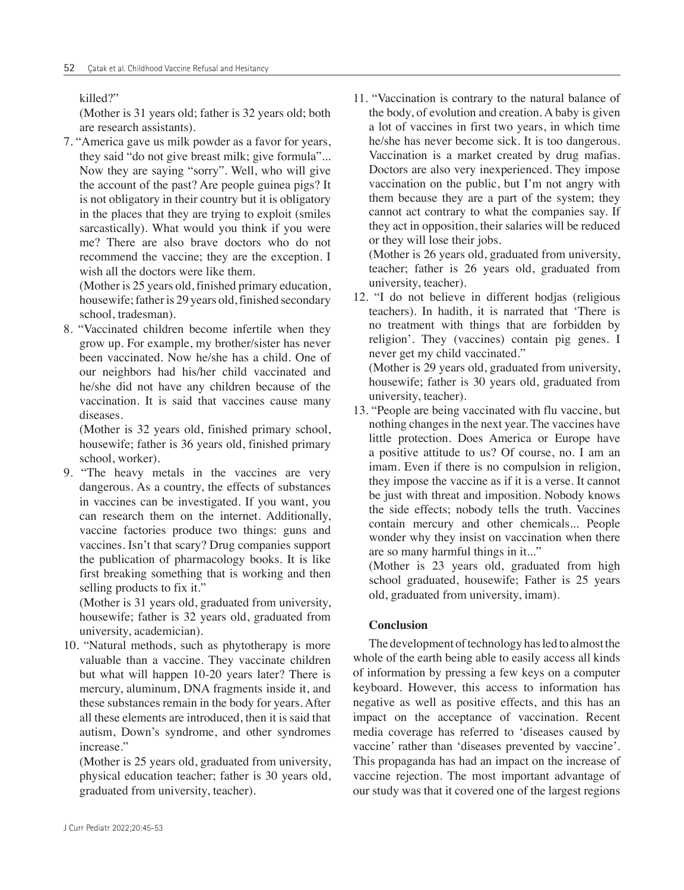killed?"

(Mother is 31 years old; father is 32 years old; both are research assistants).

7. "America gave us milk powder as a favor for years, they said "do not give breast milk; give formula"... Now they are saying "sorry". Well, who will give the account of the past? Are people guinea pigs? It is not obligatory in their country but it is obligatory in the places that they are trying to exploit (smiles sarcastically). What would you think if you were me? There are also brave doctors who do not recommend the vaccine; they are the exception. I wish all the doctors were like them.

   (Mother is 25 years old, finished primary education, housewife; father is 29 years old, finished secondary school, tradesman).

8. "Vaccinated children become infertile when they grow up. For example, my brother/sister has never been vaccinated. Now he/she has a child. One of our neighbors had his/her child vaccinated and he/she did not have any children because of the vaccination. It is said that vaccines cause many diseases.

   (Mother is 32 years old, finished primary school, housewife; father is 36 years old, finished primary school, worker).

9. "The heavy metals in the vaccines are very dangerous. As a country, the effects of substances in vaccines can be investigated. If you want, you can research them on the internet. Additionally, vaccine factories produce two things: guns and vaccines. Isn't that scary? Drug companies support the publication of pharmacology books. It is like first breaking something that is working and then selling products to fix it."

   (Mother is 31 years old, graduated from university, housewife; father is 32 years old, graduated from university, academician).

10. "Natural methods, such as phytotherapy is more valuable than a vaccine. They vaccinate children but what will happen 10-20 years later? There is mercury, aluminum, DNA fragments inside it, and these substances remain in the body for years. After all these elements are introduced, then it is said that autism, Down's syndrome, and other syndromes increase."

    (Mother is 25 years old, graduated from university, physical education teacher; father is 30 years old, graduated from university, teacher).

11. "Vaccination is contrary to the natural balance of the body, of evolution and creation. A baby is given a lot of vaccines in first two years, in which time he/she has never become sick. It is too dangerous. Vaccination is a market created by drug mafias. Doctors are also very inexperienced. They impose vaccination on the public, but I'm not angry with them because they are a part of the system; they cannot act contrary to what the companies say. If they act in opposition, their salaries will be reduced or they will lose their jobs.

    (Mother is 26 years old, graduated from university, teacher; father is 26 years old, graduated from university, teacher).

12. "I do not believe in different hodjas (religious teachers). In hadith, it is narrated that 'There is no treatment with things that are forbidden by religion'. They (vaccines) contain pig genes. I never get my child vaccinated."

    (Mother is 29 years old, graduated from university, housewife; father is 30 years old, graduated from university, teacher).

13. "People are being vaccinated with flu vaccine, but nothing changes in the next year. The vaccines have little protection. Does America or Europe have a positive attitude to us? Of course, no. I am an imam. Even if there is no compulsion in religion, they impose the vaccine as if it is a verse. It cannot be just with threat and imposition. Nobody knows the side effects; nobody tells the truth. Vaccines contain mercury and other chemicals... People wonder why they insist on vaccination when there are so many harmful things in it..."

    (Mother is 23 years old, graduated from high school graduated, housewife; Father is 25 years old, graduated from university, imam).

## Conclusion

The development of technology has led to almost the whole of the earth being able to easily access all kinds of information by pressing a few keys on a computer keyboard. However, this access to information has negative as well as positive effects, and this has an impact on the acceptance of vaccination. Recent media coverage has referred to 'diseases caused by vaccine' rather than 'diseases prevented by vaccine'. This propaganda has had an impact on the increase of vaccine rejection. The most important advantage of our study was that it covered one of the largest regions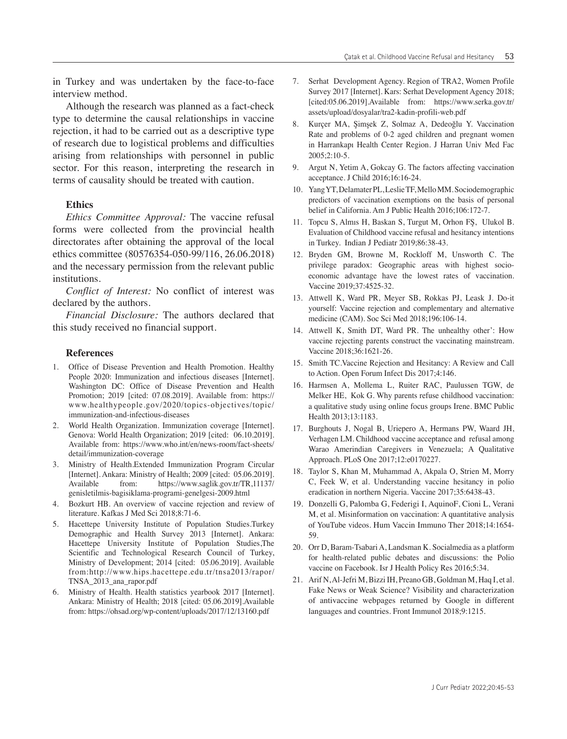in Turkey and was undertaken by the face-to-face interview method.

Although the research was planned as a fact-check type to determine the causal relationships in vaccine rejection, it had to be carried out as a descriptive type of research due to logistical problems and difficulties arising from relationships with personnel in public sector. For this reason, interpreting the research in terms of causality should be treated with caution.

### Ethics

*Ethics Committee Approval:* The vaccine refusal forms were collected from the provincial health directorates after obtaining the approval of the local ethics committee (80576354-050-99/116, 26.06.2018) and the necessary permission from the relevant public institutions.

*Conflict of Interest:* No conflict of interest was declared by the authors.

*Financial Disclosure:* The authors declared that this study received no financial support.

### References

1. Office of Disease Prevention and Health Promotion. Healthy People 2020: Immunization and infectious diseases [Internet]. Washington DC: Office of Disease Prevention and Health Promotion; 2019 [cited: 07.08.2019]. Available from: https://www.healthypeople.gov/2020/topics-objectives/topic/immunization-and-infectious-diseases
2. World Health Organization. Immunization coverage [Internet]. Genova: World Health Organization; 2019 [cited: 06.10.2019]. Available from: https://www.who.int/en/news-room/fact-sheets/detail/immunization-coverage
3. Ministry of Health.Extended Immunization Program Circular [Internet]. Ankara: Ministry of Health; 2009 [cited: 05.06.2019]. Available from: https://www.saglik.gov.tr/TR,11137/genisletilmis-bagisiklama-programi-genelgesi-2009.html
4. Bozkurt HB. An overview of vaccine rejection and review of literature. Kafkas J Med Sci 2018;8:71-6.
5. Hacettepe University Institute of Population Studies.Turkey Demographic and Health Survey 2013 [Internet]. Ankara: Hacettepe University Institute of Population Studies,The Scientific and Technological Research Council of Turkey, Ministry of Development; 2014 [cited: 05.06.2019]. Available from:http://www.hips.hacettepe.edu.tr/tnsa2013/rapor/TNSA_2013_ana_rapor.pdf
6. Ministry of Health. Health statistics yearbook 2017 [Internet]. Ankara: Ministry of Health; 2018 [cited: 05.06.2019].Available from: https://ohsad.org/wp-content/uploads/2017/12/13160.pdf
7. Serhat Development Agency. Region of TRA2, Women Profile Survey 2017 [Internet]. Kars: Serhat Development Agency 2018; [cited:05.06.2019].Available from: https://www.serka.gov.tr/assets/upload/dosyalar/tra2-kadin-profili-web.pdf
8. Kurçer MA, Şimşek Z, Solmaz A, Dedeoğlu Y. Vaccination Rate and problems of 0-2 aged children and pregnant women in Harrankapı Health Center Region. J Harran Univ Med Fac 2005;2:10-5.
9. Argut N, Yetim A, Gokcay G. The factors affecting vaccination acceptance. J Child 2016;16:16-24.
10. Yang YT, Delamater PL, Leslie TF, Mello MM. Sociodemographic predictors of vaccination exemptions on the basis of personal belief in California. Am J Public Health 2016;106:172-7.
11. Topcu S, Almıs H, Baskan S, Turgut M, Orhon FŞ, Ulukol B. Evaluation of Childhood vaccine refusal and hesitancy intentions in Turkey. Indian J Pediatr 2019;86:38-43.
12. Bryden GM, Browne M, Rockloff M, Unsworth C. The privilege paradox: Geographic areas with highest socio-economic advantage have the lowest rates of vaccination. Vaccine 2019;37:4525-32.
13. Attwell K, Ward PR, Meyer SB, Rokkas PJ, Leask J. Do-it yourself: Vaccine rejection and complementary and alternative medicine (CAM). Soc Sci Med 2018;196:106-14.
14. Attwell K, Smith DT, Ward PR. The unhealthy other': How vaccine rejecting parents construct the vaccinating mainstream. Vaccine 2018;36:1621-26.
15. Smith TC.Vaccine Rejection and Hesitancy: A Review and Call to Action. Open Forum Infect Dis 2017;4:146.
16. Harmsen A, Mollema L, Ruiter RAC, Paulussen TGW, de Melker HE, Kok G. Why parents refuse childhood vaccination: a qualitative study using online focus groups Irene. BMC Public Health 2013;13:1183.
17. Burghouts J, Nogal B, Uriepero A, Hermans PW, Waard JH, Verhagen LM. Childhood vaccine acceptance and refusal among Warao Amerindian Caregivers in Venezuela; A Qualitative Approach. PLoS One 2017;12:e0170227.
18. Taylor S, Khan M, Muhammad A, Akpala O, Strien M, Morry C, Feek W, et al. Understanding vaccine hesitancy in polio eradication in northern Nigeria. Vaccine 2017;35:6438-43.
19. Donzelli G, Palomba G, Federigi I, AquinoF, Cioni L, Verani M, et al. Misinformation on vaccination: A quantitative analysis of YouTube videos. Hum Vaccin Immuno Ther 2018;14:1654-59.
20. Orr D, Baram-Tsabari A, Landsman K. Socialmedia as a platform for health-related public debates and discussions: the Polio vaccine on Facebook. Isr J Health Policy Res 2016;5:34.
21. Arif N, Al-Jefri M, Bizzi IH, Preano GB, Goldman M, Haq I, et al. Fake News or Weak Science? Visibility and characterization of antivaccine webpages returned by Google in different languages and countries. Front Immunol 2018;9:1215.